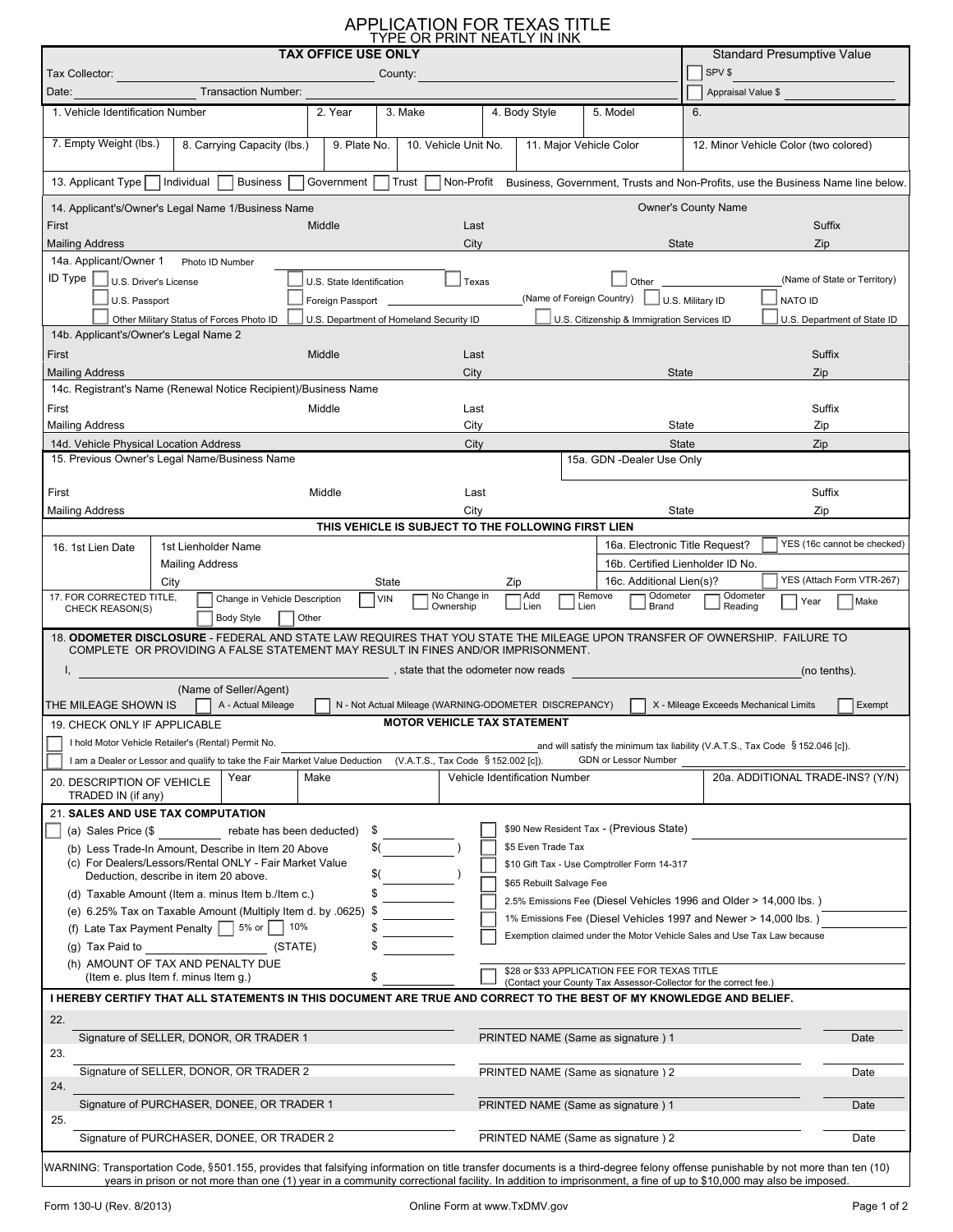# APPLICATION FOR TEXAS TITLE

TYPE OR PRINT NEATLY IN INK

| TAX OFFICE USE ONLY | Standard Presumptive Value |
|---|---|
| Tax Collector: ______ County: ______ | ☐ SPV $ ______ |
| Date: ______ Transaction Number: ______ | ☐ Appraisal Value $ ______ |

| 1. Vehicle Identification Number | 2. Year | 3. Make | 4. Body Style | 5. Model | 6. |
|---|---|---|---|---|---|

| 7. Empty Weight (lbs.) | 8. Carrying Capacity (lbs.) | 9. Plate No. | 10. Vehicle Unit No. | 11. Major Vehicle Color | 12. Minor Vehicle Color (two colored) |
|---|---|---|---|---|---|

13. Applicant Type ☐ Individual ☐ Business ☐ Government ☐ Trust ☐ Non-Profit Business, Government, Trusts and Non-Profits, use the Business Name line below.

**14. Applicant's/Owner's Legal Name 1/Business Name** Owner's County Name

First Middle Last Suffix

Mailing Address City State Zip

**14a. Applicant/Owner 1 ID Type** Photo ID Number

☐ U.S. Driver's License ☐ U.S. State Identification ☐ Texas ☐ Other ______ (Name of State or Territory)

☐ U.S. Passport ☐ Foreign Passport ______ (Name of Foreign Country) ☐ U.S. Military ID ☐ NATO ID

☐ Other Military Status of Forces Photo ID ☐ U.S. Department of Homeland Security ID ☐ U.S. Citizenship & Immigration Services ID ☐ U.S. Department of State ID

**14b. Applicant's/Owner's Legal Name 2**

First Middle Last Suffix

Mailing Address City State Zip

**14c. Registrant's Name (Renewal Notice Recipient)/Business Name**

First Middle Last Suffix

Mailing Address City State Zip

**14d. Vehicle Physical Location Address** City State Zip

**15. Previous Owner's Legal Name/Business Name** 15a. GDN -Dealer Use Only

First Middle Last Suffix

Mailing Address City State Zip

**THIS VEHICLE IS SUBJECT TO THE FOLLOWING FIRST LIEN**

| 16. 1st Lien Date | 1st Lienholder Name | 16a. Electronic Title Request? ☐ YES (16c cannot be checked) |
|---|---|---|
| | Mailing Address | 16b. Certified Lienholder ID No. |
| | City State Zip | 16c. Additional Lien(s)? ☐ YES (Attach Form VTR-267) |

17. FOR CORRECTED TITLE, CHECK REASON(S) ☐ Change in Vehicle Description ☐ VIN ☐ No Change in Ownership ☐ Add Lien ☐ Remove Lien ☐ Odometer Brand ☐ Odometer Reading ☐ Year ☐ Make ☐ Body Style ☐ Other

**18. ODOMETER DISCLOSURE** - FEDERAL AND STATE LAW REQUIRES THAT YOU STATE THE MILEAGE UPON TRANSFER OF OWNERSHIP. FAILURE TO COMPLETE OR PROVIDING A FALSE STATEMENT MAY RESULT IN FINES AND/OR IMPRISONMENT.

I, ______ (Name of Seller/Agent), state that the odometer now reads ______ (no tenths).

THE MILEAGE SHOWN IS ☐ A - Actual Mileage ☐ N - Not Actual Mileage (WARNING-ODOMETER DISCREPANCY) ☐ X - Mileage Exceeds Mechanical Limits ☐ Exempt

**MOTOR VEHICLE TAX STATEMENT**

19. CHECK ONLY IF APPLICABLE

☐ I hold Motor Vehicle Retailer's (Rental) Permit No. ______ and will satisfy the minimum tax liability (V.A.T.S., Tax Code §152.046 [c]).

☐ I am a Dealer or Lessor and qualify to take the Fair Market Value Deduction (V.A.T.S., Tax Code §152.002 [c]). GDN or Lessor Number ______

| 20. DESCRIPTION OF VEHICLE TRADED IN (if any) | Year | Make | Vehicle Identification Number | 20a. ADDITIONAL TRADE-INS? (Y/N) |
|---|---|---|---|---|

**21. SALES AND USE TAX COMPUTATION**

☐ (a) Sales Price ($ ______ rebate has been deducted) $ ______

(b) Less Trade-In Amount, Describe in Item 20 Above $( ______ )

(c) For Dealers/Lessors/Rental ONLY - Fair Market Value Deduction, describe in item 20 above. $( ______ )

(d) Taxable Amount (Item a. minus Item b./Item c.) $ ______

(e) 6.25% Tax on Taxable Amount (Multiply Item d. by .0625) $ ______

(f) Late Tax Payment Penalty ☐ 5% or ☐ 10% $ ______

(g) Tax Paid to ______ (STATE) $ ______

(h) AMOUNT OF TAX AND PENALTY DUE (Item e. plus Item f. minus Item g.) $ ______

☐ $90 New Resident Tax - (Previous State) ______

☐ $5 Even Trade Tax

☐ $10 Gift Tax - Use Comptroller Form 14-317

☐ $65 Rebuilt Salvage Fee

☐ 2.5% Emissions Fee (Diesel Vehicles 1996 and Older > 14,000 lbs. )

☐ 1% Emissions Fee (Diesel Vehicles 1997 and Newer > 14,000 lbs. )

☐ Exemption claimed under the Motor Vehicle Sales and Use Tax Law because ______

☐ $28 or $33 APPLICATION FEE FOR TEXAS TITLE (Contact your County Tax Assessor-Collector for the correct fee.)

**I HEREBY CERTIFY THAT ALL STATEMENTS IN THIS DOCUMENT ARE TRUE AND CORRECT TO THE BEST OF MY KNOWLEDGE AND BELIEF.**

| | Signature | Printed Name | Date |
|---|---|---|---|
| 22. | Signature of SELLER, DONOR, OR TRADER 1 | PRINTED NAME (Same as signature ) 1 | Date |
| 23. | Signature of SELLER, DONOR, OR TRADER 2 | PRINTED NAME (Same as signature ) 2 | Date |
| 24. | Signature of PURCHASER, DONEE, OR TRADER 1 | PRINTED NAME (Same as signature ) 1 | Date |
| 25. | Signature of PURCHASER, DONEE, OR TRADER 2 | PRINTED NAME (Same as signature ) 2 | Date |

WARNING: Transportation Code, §501.155, provides that falsifying information on title transfer documents is a third-degree felony offense punishable by not more than ten (10) years in prison or not more than one (1) year in a community correctional facility. In addition to imprisonment, a fine of up to $10,000 may also be imposed.

Form 130-U (Rev. 8/2013) Online Form at www.TxDMV.gov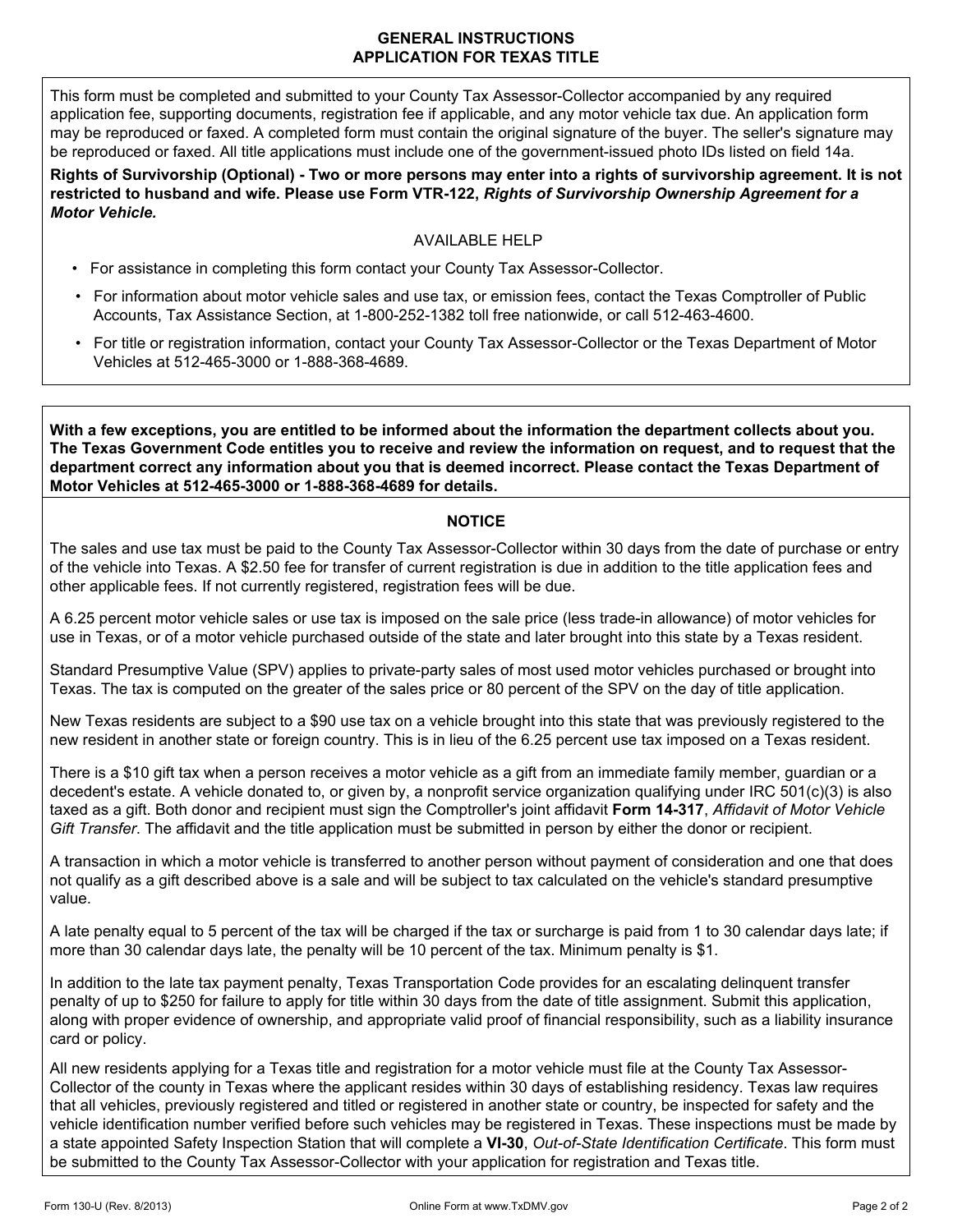## GENERAL INSTRUCTIONS
## APPLICATION FOR TEXAS TITLE

This form must be completed and submitted to your County Tax Assessor-Collector accompanied by any required application fee, supporting documents, registration fee if applicable, and any motor vehicle tax due. An application form may be reproduced or faxed. A completed form must contain the original signature of the buyer. The seller's signature may be reproduced or faxed. All title applications must include one of the government-issued photo IDs listed on field 14a.

**Rights of Survivorship (Optional) - Two or more persons may enter into a rights of survivorship agreement. It is not restricted to husband and wife. Please use Form VTR-122, *Rights of Survivorship Ownership Agreement for a Motor Vehicle.***

### AVAILABLE HELP

- For assistance in completing this form contact your County Tax Assessor-Collector.
- For information about motor vehicle sales and use tax, or emission fees, contact the Texas Comptroller of Public Accounts, Tax Assistance Section, at 1-800-252-1382 toll free nationwide, or call 512-463-4600.
- For title or registration information, contact your County Tax Assessor-Collector or the Texas Department of Motor Vehicles at 512-465-3000 or 1-888-368-4689.

**With a few exceptions, you are entitled to be informed about the information the department collects about you. The Texas Government Code entitles you to receive and review the information on request, and to request that the department correct any information about you that is deemed incorrect. Please contact the Texas Department of Motor Vehicles at 512-465-3000 or 1-888-368-4689 for details.**

### NOTICE

The sales and use tax must be paid to the County Tax Assessor-Collector within 30 days from the date of purchase or entry of the vehicle into Texas. A $2.50 fee for transfer of current registration is due in addition to the title application fees and other applicable fees. If not currently registered, registration fees will be due.

A 6.25 percent motor vehicle sales or use tax is imposed on the sale price (less trade-in allowance) of motor vehicles for use in Texas, or of a motor vehicle purchased outside of the state and later brought into this state by a Texas resident.

Standard Presumptive Value (SPV) applies to private-party sales of most used motor vehicles purchased or brought into Texas. The tax is computed on the greater of the sales price or 80 percent of the SPV on the day of title application.

New Texas residents are subject to a $90 use tax on a vehicle brought into this state that was previously registered to the new resident in another state or foreign country. This is in lieu of the 6.25 percent use tax imposed on a Texas resident.

There is a $10 gift tax when a person receives a motor vehicle as a gift from an immediate family member, guardian or a decedent's estate. A vehicle donated to, or given by, a nonprofit service organization qualifying under IRC 501(c)(3) is also taxed as a gift. Both donor and recipient must sign the Comptroller's joint affidavit **Form 14-317**, *Affidavit of Motor Vehicle Gift Transfer*. The affidavit and the title application must be submitted in person by either the donor or recipient.

A transaction in which a motor vehicle is transferred to another person without payment of consideration and one that does not qualify as a gift described above is a sale and will be subject to tax calculated on the vehicle's standard presumptive value.

A late penalty equal to 5 percent of the tax will be charged if the tax or surcharge is paid from 1 to 30 calendar days late; if more than 30 calendar days late, the penalty will be 10 percent of the tax. Minimum penalty is $1.

In addition to the late tax payment penalty, Texas Transportation Code provides for an escalating delinquent transfer penalty of up to $250 for failure to apply for title within 30 days from the date of title assignment. Submit this application, along with proper evidence of ownership, and appropriate valid proof of financial responsibility, such as a liability insurance card or policy.

All new residents applying for a Texas title and registration for a motor vehicle must file at the County Tax Assessor-Collector of the county in Texas where the applicant resides within 30 days of establishing residency. Texas law requires that all vehicles, previously registered and titled or registered in another state or country, be inspected for safety and the vehicle identification number verified before such vehicles may be registered in Texas. These inspections must be made by a state appointed Safety Inspection Station that will complete a **VI-30**, *Out-of-State Identification Certificate*. This form must be submitted to the County Tax Assessor-Collector with your application for registration and Texas title.

Form 130-U (Rev. 8/2013) Online Form at www.TxDMV.gov